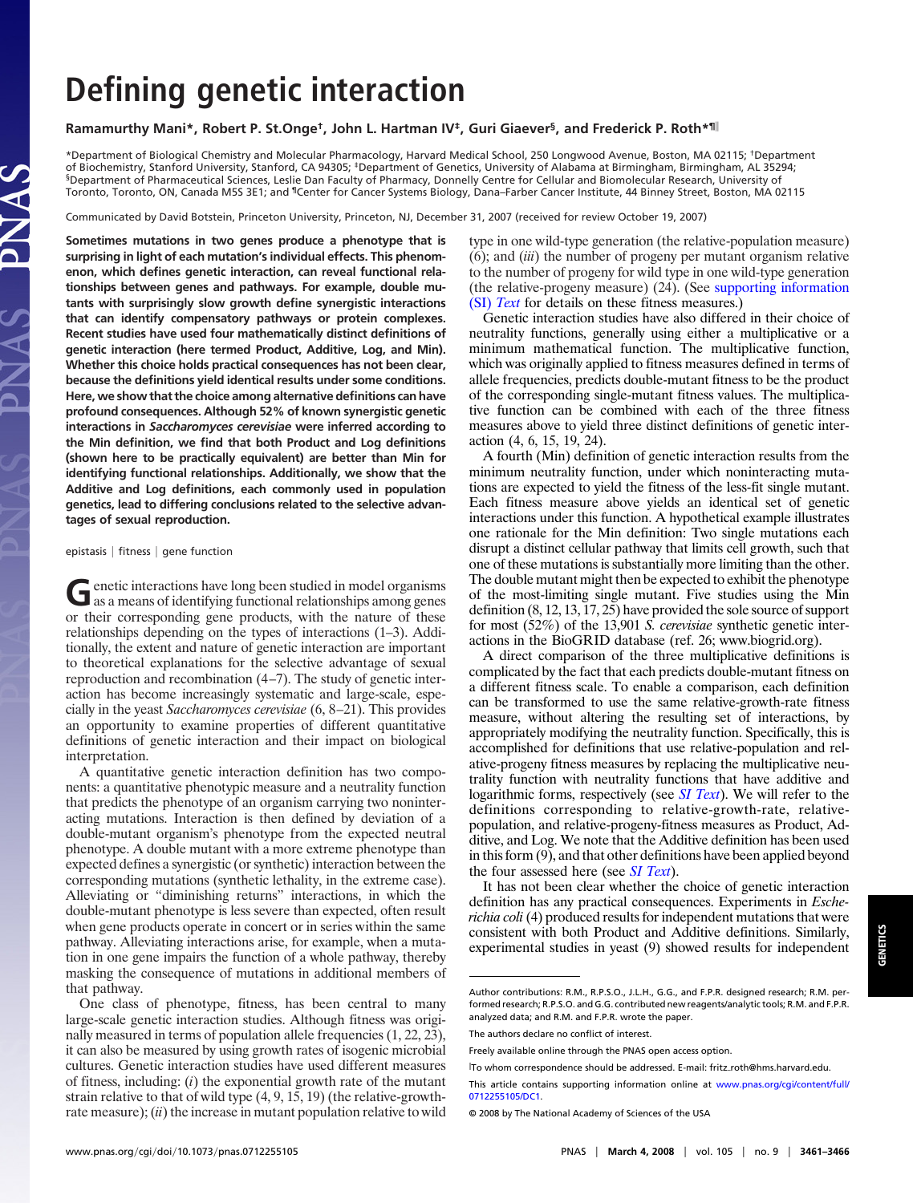# Defining genetic interaction

**Ramamurthy Mani\*, Robert P. St.Onge†, John L. Hartman IV‡, Guri Giaever§, and Frederick P. Roth\*¶‖**

\*Department of Biological Chemistry and Molecular Pharmacology, Harvard Medical School, 250 Longwood Avenue, Boston, MA 02115; †Department of Biochemistry, Stanford University, Stanford, CA 94305; ‡Department of Genetics, University of Alabama at Birmingham, Birmingham, AL 35294; §Department of Pharmaceutical Sciences, Leslie Dan Faculty of Pharmacy, Donnelly Centre for Cellular and Biomolecular Research, University of Toronto, Toronto, ON, Canada M5S 3E1; and ¶Center for Cancer Systems Biology, Dana–Farber Cancer Institute, 44 Binney Street, Boston, MA 02115

Communicated by David Botstein, Princeton University, Princeton, NJ, December 31, 2007 (received for review October 19, 2007)

**Sometimes mutations in two genes produce a phenotype that is surprising in light of each mutation's individual effects. This phenomenon, which defines genetic interaction, can reveal functional relationships between genes and pathways. For example, double mutants with surprisingly slow growth define synergistic interactions that can identify compensatory pathways or protein complexes. Recent studies have used four mathematically distinct definitions of genetic interaction (here termed Product, Additive, Log, and Min). Whether this choice holds practical consequences has not been clear, because the definitions yield identical results under some conditions. Here, we show that the choice among alternative definitions can have profound consequences. Although 52% of known synergistic genetic interactions in *Saccharomyces cerevisiae* were inferred according to the Min definition, we find that both Product and Log definitions (shown here to be practically equivalent) are better than Min for identifying functional relationships. Additionally, we show that the Additive and Log definitions, each commonly used in population genetics, lead to differing conclusions related to the selective advantages of sexual reproduction.**

epistasis | fitness | gene function

Genetic interactions have long been studied in model organisms as a means of identifying functional relationships among genes or their corresponding gene products, with the nature of these relationships depending on the types of interactions (1–3). Additionally, the extent and nature of genetic interaction are important to theoretical explanations for the selective advantage of sexual reproduction and recombination (4–7). The study of genetic interaction has become increasingly systematic and large-scale, especially in the yeast *Saccharomyces cerevisiae* (6, 8–21). This provides an opportunity to examine properties of different quantitative definitions of genetic interaction and their impact on biological interpretation.

A quantitative genetic interaction definition has two components: a quantitative phenotypic measure and a neutrality function that predicts the phenotype of an organism carrying two noninteracting mutations. Interaction is then defined by deviation of a double-mutant organism's phenotype from the expected neutral phenotype. A double mutant with a more extreme phenotype than expected defines a synergistic (or synthetic) interaction between the corresponding mutations (synthetic lethality, in the extreme case). Alleviating or "diminishing returns" interactions, in which the double-mutant phenotype is less severe than expected, often result when gene products operate in concert or in series within the same pathway. Alleviating interactions arise, for example, when a mutation in one gene impairs the function of a whole pathway, thereby masking the consequence of mutations in additional members of that pathway.

One class of phenotype, fitness, has been central to many large-scale genetic interaction studies. Although fitness was originally measured in terms of population allele frequencies (1, 22, 23), it can also be measured by using growth rates of isogenic microbial cultures. Genetic interaction studies have used different measures of fitness, including: (*i*) the exponential growth rate of the mutant strain relative to that of wild type (4, 9, 15, 19) (the relative-growth-rate measure); (*ii*) the increase in mutant population relative to wild type in one wild-type generation (the relative-population measure) (6); and (*iii*) the number of progeny per mutant organism relative to the number of progeny for wild type in one wild-type generation (the relative-progeny measure) (24). (See supporting information (SI) *Text* for details on these fitness measures.)

Genetic interaction studies have also differed in their choice of neutrality functions, generally using either a multiplicative or a minimum mathematical function. The multiplicative function, which was originally applied to fitness measures defined in terms of allele frequencies, predicts double-mutant fitness to be the product of the corresponding single-mutant fitness values. The multiplicative function can be combined with each of the three fitness measures above to yield three distinct definitions of genetic interaction (4, 6, 15, 19, 24).

A fourth (Min) definition of genetic interaction results from the minimum neutrality function, under which noninteracting mutations are expected to yield the fitness of the less-fit single mutant. Each fitness measure above yields an identical set of genetic interactions under this function. A hypothetical example illustrates one rationale for the Min definition: Two single mutations each disrupt a distinct cellular pathway that limits cell growth, such that one of these mutations is substantially more limiting than the other. The double mutant might then be expected to exhibit the phenotype of the most-limiting single mutant. Five studies using the Min definition (8, 12, 13, 17, 25) have provided the sole source of support for most (52%) of the 13,901 *S. cerevisiae* synthetic genetic interactions in the BioGRID database (ref. 26; www.biogrid.org).

A direct comparison of the three multiplicative definitions is complicated by the fact that each predicts double-mutant fitness on a different fitness scale. To enable a comparison, each definition can be transformed to use the same relative-growth-rate fitness measure, without altering the resulting set of interactions, by appropriately modifying the neutrality function. Specifically, this is accomplished for definitions that use relative-population and relative-progeny fitness measures by replacing the multiplicative neutrality function with neutrality functions that have additive and logarithmic forms, respectively (see *SI Text*). We will refer to the definitions corresponding to relative-growth-rate, relative-population, and relative-progeny-fitness measures as Product, Additive, and Log. We note that the Additive definition has been used in this form (9), and that other definitions have been applied beyond the four assessed here (see *SI Text*).

It has not been clear whether the choice of genetic interaction definition has any practical consequences. Experiments in *Escherichia coli* (4) produced results for independent mutations that were consistent with both Product and Additive definitions. Similarly, experimental studies in yeast (9) showed results for independent

---

Author contributions: R.M., R.P.S.O., J.L.H., G.G., and F.P.R. designed research; R.M. performed research; R.P.S.O. and G.G. contributed new reagents/analytic tools; R.M. and F.P.R. analyzed data; and R.M. and F.P.R. wrote the paper.

The authors declare no conflict of interest.

Freely available online through the PNAS open access option.

‖To whom correspondence should be addressed. E-mail: fritz_roth@hms.harvard.edu.

This article contains supporting information online at www.pnas.org/cgi/content/full/0712255105/DC1.

© 2008 by The National Academy of Sciences of the USA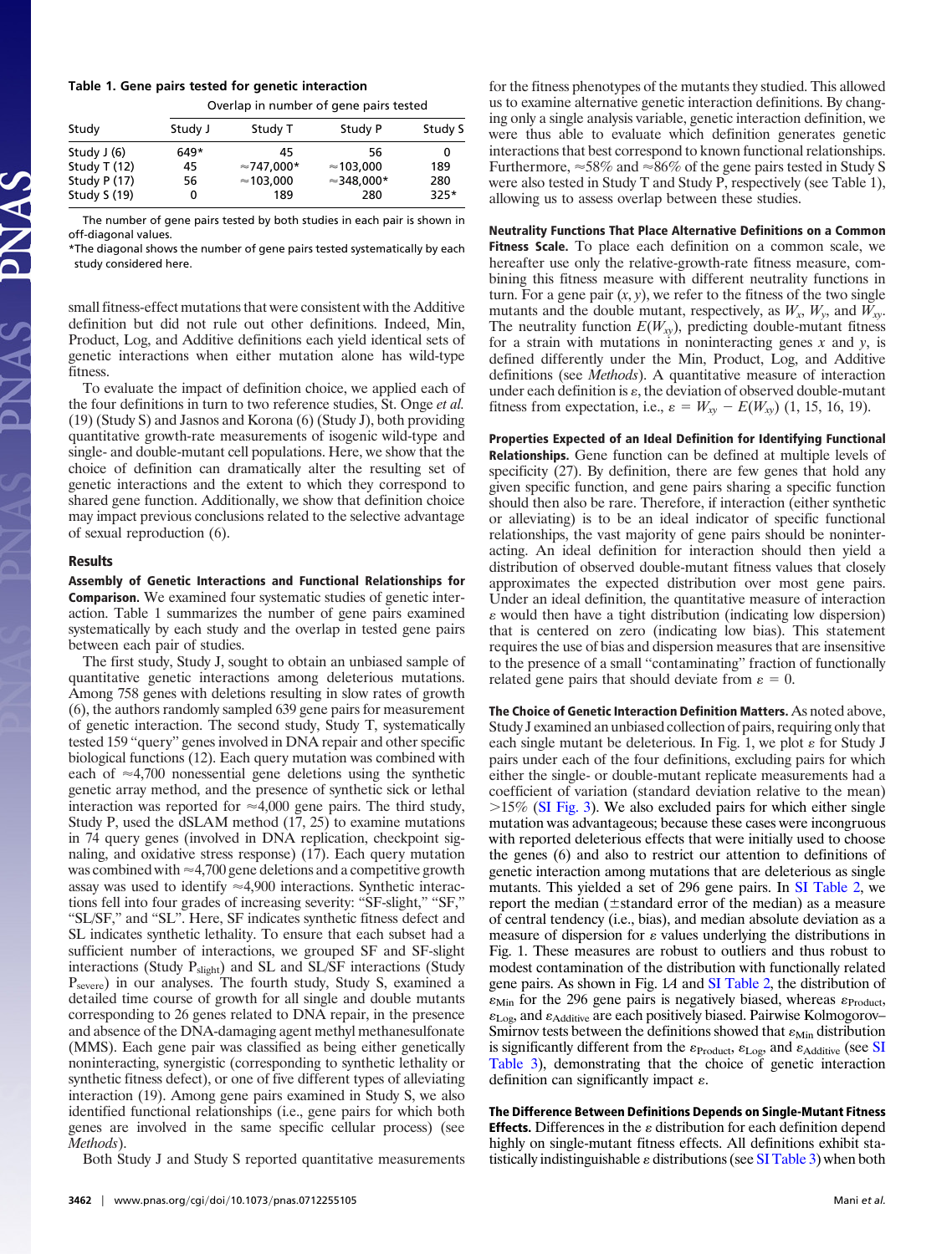**Table 1. Gene pairs tested for genetic interaction**

| Study | Overlap in number of gene pairs tested | | | |
|---|---|---|---|---|
| | Study J | Study T | Study P | Study S |
| Study J (6) | 649* | 45 | 56 | 0 |
| Study T (12) | 45 | ≈747,000* | ≈103,000 | 189 |
| Study P (17) | 56 | ≈103,000 | ≈348,000* | 280 |
| Study S (19) | 0 | 189 | 280 | 325* |

The number of gene pairs tested by both studies in each pair is shown in off-diagonal values.

*The diagonal shows the number of gene pairs tested systematically by each study considered here.

small fitness-effect mutations that were consistent with the Additive definition but did not rule out other definitions. Indeed, Min, Product, Log, and Additive definitions each yield identical sets of genetic interactions when either mutation alone has wild-type fitness.

To evaluate the impact of definition choice, we applied each of the four definitions in turn to two reference studies, St. Onge *et al.* (19) (Study S) and Jasnos and Korona (6) (Study J), both providing quantitative growth-rate measurements of isogenic wild-type and single- and double-mutant cell populations. Here, we show that the choice of definition can dramatically alter the resulting set of genetic interactions and the extent to which they correspond to shared gene function. Additionally, we show that definition choice may impact previous conclusions related to the selective advantage of sexual reproduction (6).

## Results

**Assembly of Genetic Interactions and Functional Relationships for Comparison.** We examined four systematic studies of genetic interaction. Table 1 summarizes the number of gene pairs examined systematically by each study and the overlap in tested gene pairs between each pair of studies.

The first study, Study J, sought to obtain an unbiased sample of quantitative genetic interactions among deleterious mutations. Among 758 genes with deletions resulting in slow rates of growth (6), the authors randomly sampled 639 gene pairs for measurement of genetic interaction. The second study, Study T, systematically tested 159 "query" genes involved in DNA repair and other specific biological functions (12). Each query mutation was combined with each of ≈4,700 nonessential gene deletions using the synthetic genetic array method, and the presence of synthetic sick or lethal interaction was reported for ≈4,000 gene pairs. The third study, Study P, used the dSLAM method (17, 25) to examine mutations in 74 query genes (involved in DNA replication, checkpoint signaling, and oxidative stress response) (17). Each query mutation was combined with ≈4,700 gene deletions and a competitive growth assay was used to identify ≈4,900 interactions. Synthetic interactions fell into four grades of increasing severity: "SF-slight," "SF," "SL/SF," and "SL". Here, SF indicates synthetic fitness defect and SL indicates synthetic lethality. To ensure that each subset had a sufficient number of interactions, we grouped SF and SF-slight interactions (Study $P_{slight}$) and SL and SL/SF interactions (Study $P_{severe}$) in our analyses. The fourth study, Study S, examined a detailed time course of growth for all single and double mutants corresponding to 26 genes related to DNA repair, in the presence and absence of the DNA-damaging agent methyl methanesulfonate (MMS). Each gene pair was classified as being either genetically noninteracting, synergistic (corresponding to synthetic lethality or synthetic fitness defect), or one of five different types of alleviating interaction (19). Among gene pairs examined in Study S, we also identified functional relationships (i.e., gene pairs for which both genes are involved in the same specific cellular process) (see *Methods*).

Both Study J and Study S reported quantitative measurements for the fitness phenotypes of the mutants they studied. This allowed us to examine alternative genetic interaction definitions. By changing only a single analysis variable, genetic interaction definition, we were thus able to evaluate which definition generates genetic interactions that best correspond to known functional relationships. Furthermore, ≈58% and ≈86% of the gene pairs tested in Study S were also tested in Study T and Study P, respectively (see Table 1), allowing us to assess overlap between these studies.

**Neutrality Functions That Place Alternative Definitions on a Common Fitness Scale.** To place each definition on a common scale, we hereafter use only the relative-growth-rate fitness measure, combining this fitness measure with different neutrality functions in turn. For a gene pair $(x, y)$, we refer to the fitness of the two single mutants and the double mutant, respectively, as $W_x$, $W_y$, and $W_{xy}$. The neutrality function $E(W_{xy})$, predicting double-mutant fitness for a strain with mutations in noninteracting genes $x$ and $y$, is defined differently under the Min, Product, Log, and Additive definitions (see *Methods*). A quantitative measure of interaction under each definition is $\varepsilon$, the deviation of observed double-mutant fitness from expectation, i.e., $\varepsilon = W_{xy} - E(W_{xy})$ (1, 15, 16, 19).

**Properties Expected of an Ideal Definition for Identifying Functional Relationships.** Gene function can be defined at multiple levels of specificity (27). By definition, there are few genes that hold any given specific function, and gene pairs sharing a specific function should then also be rare. Therefore, if interaction (either synthetic or alleviating) is to be an ideal indicator of specific functional relationships, the vast majority of gene pairs should be noninteracting. An ideal definition for interaction should then yield a distribution of observed double-mutant fitness values that closely approximates the expected distribution over most gene pairs. Under an ideal definition, the quantitative measure of interaction $\varepsilon$ would then have a tight distribution (indicating low dispersion) that is centered on zero (indicating low bias). This statement requires the use of bias and dispersion measures that are insensitive to the presence of a small "contaminating" fraction of functionally related gene pairs that should deviate from $\varepsilon = 0$.

**The Choice of Genetic Interaction Definition Matters.** As noted above, Study J examined an unbiased collection of pairs, requiring only that each single mutant be deleterious. In Fig. 1, we plot $\varepsilon$ for Study J pairs under each of the four definitions, excluding pairs for which either the single- or double-mutant replicate measurements had a coefficient of variation (standard deviation relative to the mean) >15% (SI Fig. 3). We also excluded pairs for which either single mutation was advantageous; because these cases were incongruous with reported deleterious effects that were initially used to choose the genes (6) and also to restrict our attention to definitions of genetic interaction among mutations that are deleterious as single mutants. This yielded a set of 296 gene pairs. In SI Table 2, we report the median (±standard error of the median) as a measure of central tendency (i.e., bias), and median absolute deviation as a measure of dispersion for $\varepsilon$ values underlying the distributions in Fig. 1. These measures are robust to outliers and thus robust to modest contamination of the distribution with functionally related gene pairs. As shown in Fig. 1*A* and SI Table 2, the distribution of $\varepsilon_{Min}$ for the 296 gene pairs is negatively biased, whereas $\varepsilon_{Product}$, $\varepsilon_{Log}$, and $\varepsilon_{Additive}$ are each positively biased. Pairwise Kolmogorov–Smirnov tests between the definitions showed that $\varepsilon_{Min}$ distribution is significantly different from the $\varepsilon_{Product}$, $\varepsilon_{Log}$, and $\varepsilon_{Additive}$ (see SI Table 3), demonstrating that the choice of genetic interaction definition can significantly impact $\varepsilon$.

**The Difference Between Definitions Depends on Single-Mutant Fitness Effects.** Differences in the $\varepsilon$ distribution for each definition depend highly on single-mutant fitness effects. All definitions exhibit statistically indistinguishable $\varepsilon$ distributions (see SI Table 3) when both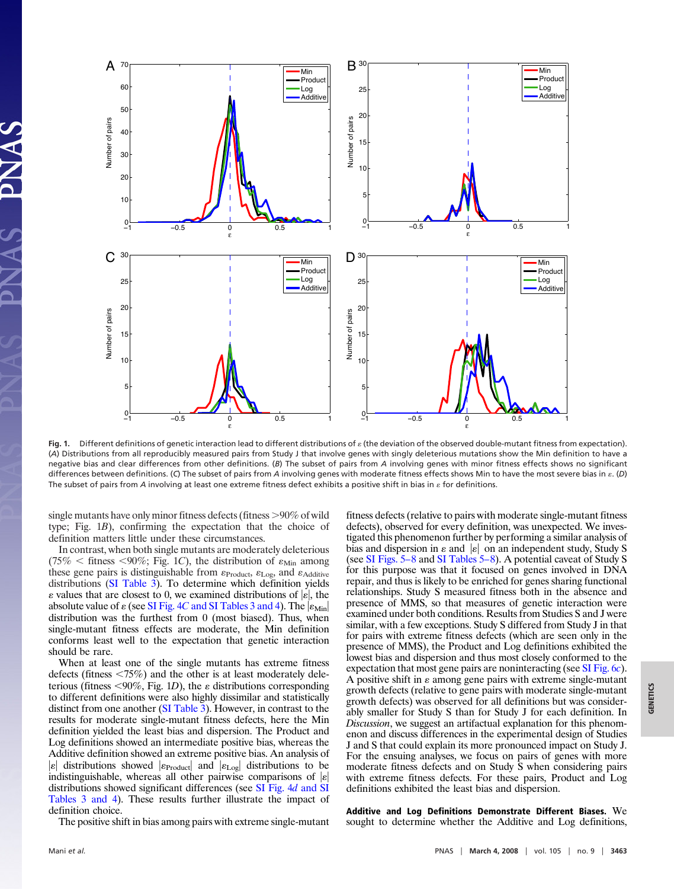Fig. 1. Different definitions of genetic interaction lead to different distributions of $\varepsilon$ (the deviation of the observed double-mutant fitness from expectation). (*A*) Distributions from all reproducibly measured pairs from Study J that involve genes with singly deleterious mutations show the Min definition to have a negative bias and clear differences from other definitions. (*B*) The subset of pairs from *A* involving genes with minor fitness effects shows no significant differences between definitions. (*C*) The subset of pairs from *A* involving genes with moderate fitness effects shows Min to have the most severe bias in $\varepsilon$. (*D*) The subset of pairs from *A* involving at least one extreme fitness defect exhibits a positive shift in bias in $\varepsilon$ for definitions.

single mutants have only minor fitness defects (fitness >90% of wild type; Fig. 1*B*), confirming the expectation that the choice of definition matters little under these circumstances.

In contrast, when both single mutants are moderately deleterious (75% < fitness <90%; Fig. 1*C*), the distribution of $\varepsilon_{\text{Min}}$ among these gene pairs is distinguishable from $\varepsilon_{\text{Product}}$, $\varepsilon_{\text{Log}}$, and $\varepsilon_{\text{Additive}}$ distributions (SI Table 3). To determine which definition yields $\varepsilon$ values that are closest to 0, we examined distributions of $|\varepsilon|$, the absolute value of $\varepsilon$ (see SI Fig. 4*C* and SI Tables 3 and 4). The $|\varepsilon_{\text{Min}}|$ distribution was the furthest from 0 (most biased). Thus, when single-mutant fitness effects are moderate, the Min definition conforms least well to the expectation that genetic interaction should be rare.

When at least one of the single mutants has extreme fitness defects (fitness <75%) and the other is at least moderately deleterious (fitness <90%, Fig. 1*D*), the $\varepsilon$ distributions corresponding to different definitions were also highly dissimilar and statistically distinct from one another (SI Table 3). However, in contrast to the results for moderate single-mutant fitness defects, here the Min definition yielded the least bias and dispersion. The Product and Log definitions showed an intermediate positive bias, whereas the Additive definition showed an extreme positive bias. An analysis of $|\varepsilon|$ distributions showed $|\varepsilon_{\text{Product}}|$ and $|\varepsilon_{\text{Log}}|$ distributions to be indistinguishable, whereas all other pairwise comparisons of $|\varepsilon|$ distributions showed significant differences (see SI Fig. 4*d* and SI Tables 3 and 4). These results further illustrate the impact of definition choice.

The positive shift in bias among pairs with extreme single-mutant fitness defects (relative to pairs with moderate single-mutant fitness defects), observed for every definition, was unexpected. We investigated this phenomenon further by performing a similar analysis of bias and dispersion in $\varepsilon$ and $|\varepsilon|$ on an independent study, Study S (see SI Figs. 5–8 and SI Tables 5–8). A potential caveat of Study S for this purpose was that it focused on genes involved in DNA repair, and thus is likely to be enriched for genes sharing functional relationships. Study S measured fitness both in the absence and presence of MMS, so that measures of genetic interaction were examined under both conditions. Results from Studies S and J were similar, with a few exceptions. Study S differed from Study J in that for pairs with extreme fitness defects (which are seen only in the presence of MMS), the Product and Log definitions exhibited the lowest bias and dispersion and thus most closely conformed to the expectation that most gene pairs are noninteracting (see SI Fig. 6*c*). A positive shift in $\varepsilon$ among gene pairs with extreme single-mutant growth defects (relative to gene pairs with moderate single-mutant growth defects) was observed for all definitions but was considerably smaller for Study S than for Study J for each definition. In *Discussion*, we suggest an artifactual explanation for this phenomenon and discuss differences in the experimental design of Studies J and S that could explain its more pronounced impact on Study J. For the ensuing analyses, we focus on pairs of genes with more moderate fitness defects and on Study S when considering pairs with extreme fitness defects. For these pairs, Product and Log definitions exhibited the least bias and dispersion.

**Additive and Log Definitions Demonstrate Different Biases.** We sought to determine whether the Additive and Log definitions,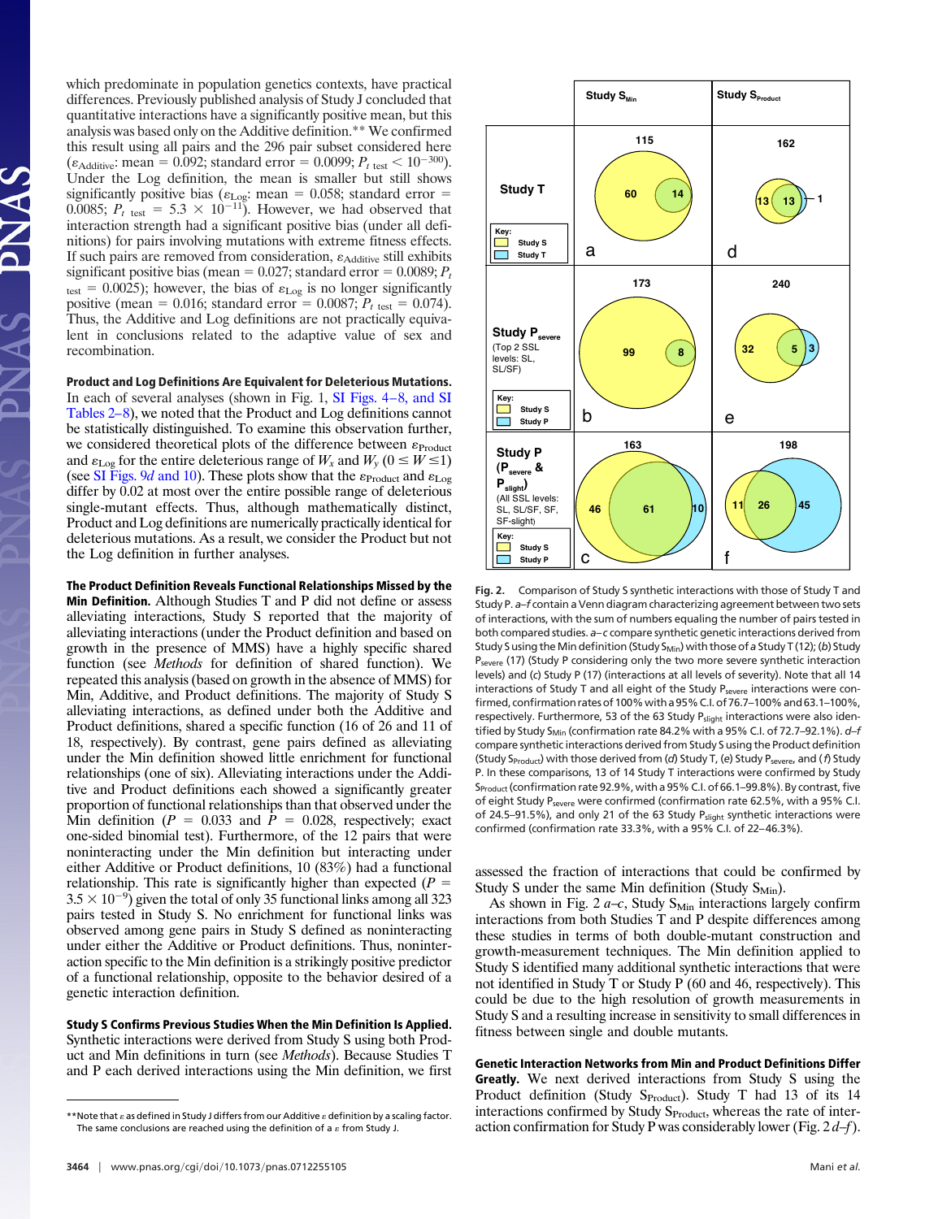which predominate in population genetics contexts, have practical differences. Previously published analysis of Study J concluded that quantitative interactions have a significantly positive mean, but this analysis was based only on the Additive definition.** We confirmed this result using all pairs and the 296 pair subset considered here ($\varepsilon_{\text{Additive}}$: mean = 0.092; standard error = 0.0099; $P_{t\ \text{test}} < 10^{-300}$). Under the Log definition, the mean is smaller but still shows significantly positive bias ($\varepsilon_{\text{Log}}$: mean = 0.058; standard error = 0.0085; $P_{t\ \text{test}} = 5.3 \times 10^{-11}$). However, we had observed that interaction strength had a significant positive bias (under all definitions) for pairs involving mutations with extreme fitness effects. If such pairs are removed from consideration, $\varepsilon_{\text{Additive}}$ still exhibits significant positive bias (mean = 0.027; standard error = 0.0089; $P_{t\ \text{test}} = 0.0025$); however, the bias of $\varepsilon_{\text{Log}}$ is no longer significantly positive (mean = 0.016; standard error = 0.0087; $P_{t\ \text{test}} = 0.074$). Thus, the Additive and Log definitions are not practically equivalent in conclusions related to the adaptive value of sex and recombination.

**Product and Log Definitions Are Equivalent for Deleterious Mutations.** In each of several analyses (shown in Fig. 1, SI Figs. 4–8, and SI Tables 2–8), we noted that the Product and Log definitions cannot be statistically distinguished. To examine this observation further, we considered theoretical plots of the difference between $\varepsilon_{\text{Product}}$ and $\varepsilon_{\text{Log}}$ for the entire deleterious range of $W_x$ and $W_y$ ($0 \leq W \leq 1$) (see SI Figs. 9*d* and 10). These plots show that the $\varepsilon_{\text{Product}}$ and $\varepsilon_{\text{Log}}$ differ by 0.02 at most over the entire possible range of deleterious single-mutant effects. Thus, although mathematically distinct, Product and Log definitions are numerically practically identical for deleterious mutations. As a result, we consider the Product but not the Log definition in further analyses.

**The Product Definition Reveals Functional Relationships Missed by the Min Definition.** Although Studies T and P did not define or assess alleviating interactions, Study S reported that the majority of alleviating interactions (under the Product definition and based on growth in the presence of MMS) have a highly specific shared function (see *Methods* for definition of shared function). We repeated this analysis (based on growth in the absence of MMS) for Min, Additive, and Product definitions. The majority of Study S alleviating interactions, as defined under both the Additive and Product definitions, shared a specific function (16 of 26 and 11 of 18, respectively). By contrast, gene pairs defined as alleviating under the Min definition showed little enrichment for functional relationships (one of six). Alleviating interactions under the Additive and Product definitions each showed a significantly greater proportion of functional relationships than that observed under the Min definition ($P$ = 0.033 and $P$ = 0.028, respectively; exact one-sided binomial test). Furthermore, of the 12 pairs that were noninteracting under the Min definition but interacting under either Additive or Product definitions, 10 (83%) had a functional relationship. This rate is significantly higher than expected ($P = 3.5 \times 10^{-9}$) given the total of only 35 functional links among all 323 pairs tested in Study S. No enrichment for functional links was observed among gene pairs in Study S defined as noninteracting under either the Additive or Product definitions. Thus, noninteraction specific to the Min definition is a strikingly positive predictor of a functional relationship, opposite to the behavior desired of a genetic interaction definition.

**Study S Confirms Previous Studies When the Min Definition Is Applied.** Synthetic interactions were derived from Study S using both Product and Min definitions in turn (see *Methods*). Because Studies T and P each derived interactions using the Min definition, we first assessed the fraction of interactions that could be confirmed by Study S under the same Min definition (Study $S_{\text{Min}}$).

**Fig. 2.** Comparison of Study S synthetic interactions with those of Study T and Study P. *a–f* contain a Venn diagram characterizing agreement between two sets of interactions, with the sum of numbers equaling the number of pairs tested in both compared studies. *a–c* compare synthetic genetic interactions derived from Study S using the Min definition (Study $S_{\text{Min}}$) with those of a Study T (12); (*b*) Study $P_{\text{severe}}$ (17) (Study P considering only the two more severe synthetic interaction levels) and (*c*) Study P (17) (interactions at all levels of severity). Note that all 14 interactions of Study T and all eight of the Study $P_{\text{severe}}$ interactions were confirmed, confirmation rates of 100% with a 95% C.I. of 76.7–100% and 63.1–100%, respectively. Furthermore, 53 of the 63 Study $P_{\text{slight}}$ interactions were also identified by Study $S_{\text{Min}}$ (confirmation rate 84.2% with a 95% C.I. of 72.7–92.1%). *d–f* compare synthetic interactions derived from Study S using the Product definition (Study $S_{\text{Product}}$) with those derived from (*d*) Study T, (*e*) Study $P_{\text{severe}}$, and (*f*) Study P. In these comparisons, 13 of 14 Study T interactions were confirmed by Study $S_{\text{Product}}$ (confirmation rate 92.9%, with a 95% C.I. of 66.1–99.8%). By contrast, five of eight Study $P_{\text{severe}}$ were confirmed (confirmation rate 62.5%, with a 95% C.I. of 24.5–91.5%), and only 21 of the 63 Study $P_{\text{slight}}$ synthetic interactions were confirmed (confirmation rate 33.3%, with a 95% C.I. of 22–46.3%).

As shown in Fig. 2 *a–c*, Study $S_{\text{Min}}$ interactions largely confirm interactions from both Studies T and P despite differences among these studies in terms of both double-mutant construction and growth-measurement techniques. The Min definition applied to Study S identified many additional synthetic interactions that were not identified in Study T or Study P (60 and 46, respectively). This could be due to the high resolution of growth measurements in Study S and a resulting increase in sensitivity to small differences in fitness between single and double mutants.

**Genetic Interaction Networks from Min and Product Definitions Differ Greatly.** We next derived interactions from Study S using the Product definition (Study $S_{\text{Product}}$). Study T had 13 of its 14 interactions confirmed by Study $S_{\text{Product}}$, whereas the rate of interaction confirmation for Study P was considerably lower (Fig. 2 *d–f*).

**Note that ε as defined in Study J differs from our Additive ε definition by a scaling factor. The same conclusions are reached using the definition of a ε from Study J.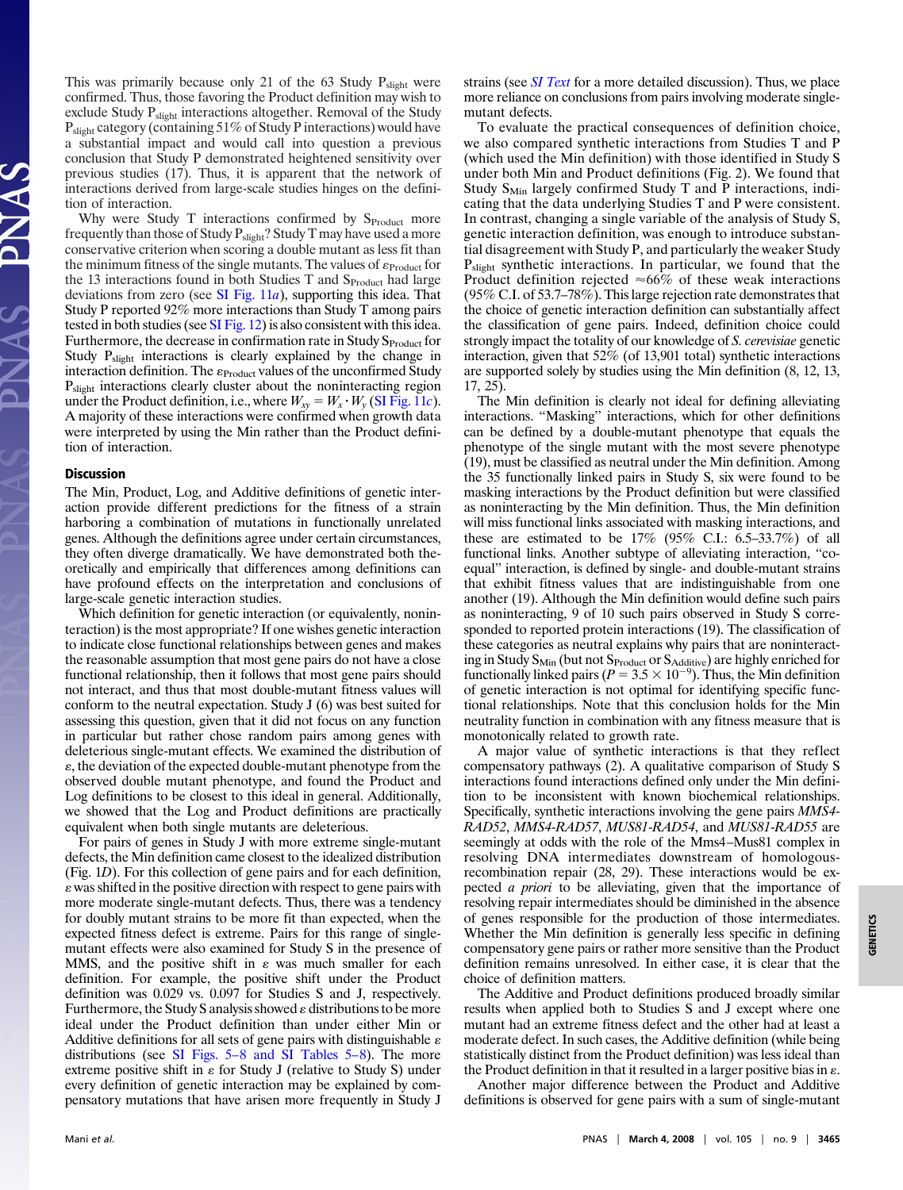This was primarily because only 21 of the 63 Study $P_{slight}$ were confirmed. Thus, those favoring the Product definition may wish to exclude Study $P_{slight}$ interactions altogether. Removal of the Study $P_{slight}$ category (containing 51% of Study P interactions) would have a substantial impact and would call into question a previous conclusion that Study P demonstrated heightened sensitivity over previous studies (17). Thus, it is apparent that the network of interactions derived from large-scale studies hinges on the definition of interaction.

Why were Study T interactions confirmed by $S_{Product}$ more frequently than those of Study $P_{slight}$? Study T may have used a more conservative criterion when scoring a double mutant as less fit than the minimum fitness of the single mutants. The values of $\varepsilon_{Product}$ for the 13 interactions found in both Studies T and $S_{Product}$ had large deviations from zero (see SI Fig. 11*a*), supporting this idea. That Study P reported 92% more interactions than Study T among pairs tested in both studies (see SI Fig. 12) is also consistent with this idea. Furthermore, the decrease in confirmation rate in Study $S_{Product}$ for Study $P_{slight}$ interactions is clearly explained by the change in interaction definition. The $\varepsilon_{Product}$ values of the unconfirmed Study $P_{slight}$ interactions clearly cluster about the noninteracting region under the Product definition, i.e., where $W_{xy} = W_x \cdot W_y$ (SI Fig. 11*c*). A majority of these interactions were confirmed when growth data were interpreted by using the Min rather than the Product definition of interaction.

## Discussion

The Min, Product, Log, and Additive definitions of genetic interaction provide different predictions for the fitness of a strain harboring a combination of mutations in functionally unrelated genes. Although the definitions agree under certain circumstances, they often diverge dramatically. We have demonstrated both theoretically and empirically that differences among definitions can have profound effects on the interpretation and conclusions of large-scale genetic interaction studies.

Which definition for genetic interaction (or equivalently, noninteraction) is the most appropriate? If one wishes genetic interaction to indicate close functional relationships between genes and makes the reasonable assumption that most gene pairs do not have a close functional relationship, then it follows that most gene pairs should not interact, and thus that most double-mutant fitness values will conform to the neutral expectation. Study J (6) was best suited for assessing this question, given that it did not focus on any function in particular but rather chose random pairs among genes with deleterious single-mutant effects. We examined the distribution of $\varepsilon$, the deviation of the expected double-mutant phenotype from the observed double mutant phenotype, and found the Product and Log definitions to be closest to this ideal in general. Additionally, we showed that the Log and Product definitions are practically equivalent when both single mutants are deleterious.

For pairs of genes in Study J with more extreme single-mutant defects, the Min definition came closest to the idealized distribution (Fig. 1*D*). For this collection of gene pairs and for each definition, $\varepsilon$ was shifted in the positive direction with respect to gene pairs with more moderate single-mutant defects. Thus, there was a tendency for doubly mutant strains to be more fit than expected, when the expected fitness defect is extreme. Pairs for this range of single-mutant effects were also examined for Study S in the presence of MMS, and the positive shift in $\varepsilon$ was much smaller for each definition. For example, the positive shift under the Product definition was 0.029 vs. 0.097 for Studies S and J, respectively. Furthermore, the Study S analysis showed $\varepsilon$ distributions to be more ideal under the Product definition than under either Min or Additive definitions for all sets of gene pairs with distinguishable $\varepsilon$ distributions (see SI Figs. 5–8 and SI Tables 5–8). The more extreme positive shift in $\varepsilon$ for Study J (relative to Study S) under every definition of genetic interaction may be explained by compensatory mutations that have arisen more frequently in Study J strains (see *SI Text* for a more detailed discussion). Thus, we place more reliance on conclusions from pairs involving moderate single-mutant defects.

To evaluate the practical consequences of definition choice, we also compared synthetic interactions from Studies T and P (which used the Min definition) with those identified in Study S under both Min and Product definitions (Fig. 2). We found that Study $S_{Min}$ largely confirmed Study T and P interactions, indicating that the data underlying Studies T and P were consistent. In contrast, changing a single variable of the analysis of Study S, genetic interaction definition, was enough to introduce substantial disagreement with Study P, and particularly the weaker Study $P_{slight}$ synthetic interactions. In particular, we found that the Product definition rejected ≈66% of these weak interactions (95% C.I. of 53.7–78%). This large rejection rate demonstrates that the choice of genetic interaction definition can substantially affect the classification of gene pairs. Indeed, definition choice could strongly impact the totality of our knowledge of *S. cerevisiae* genetic interaction, given that 52% (of 13,901 total) synthetic interactions are supported solely by studies using the Min definition (8, 12, 13, 17, 25).

The Min definition is clearly not ideal for defining alleviating interactions. "Masking" interactions, which for other definitions can be defined by a double-mutant phenotype that equals the phenotype of the single mutant with the most severe phenotype (19), must be classified as neutral under the Min definition. Among the 35 functionally linked pairs in Study S, six were found to be masking interactions by the Product definition but were classified as noninteracting by the Min definition. Thus, the Min definition will miss functional links associated with masking interactions, and these are estimated to be 17% (95% C.I.: 6.5–33.7%) of all functional links. Another subtype of alleviating interaction, "co-equal" interaction, is defined by single- and double-mutant strains that exhibit fitness values that are indistinguishable from one another (19). Although the Min definition would define such pairs as noninteracting, 9 of 10 such pairs observed in Study S corresponded to reported protein interactions (19). The classification of these categories as neutral explains why pairs that are noninteracting in Study $S_{Min}$ (but not $S_{Product}$ or $S_{Additive}$) are highly enriched for functionally linked pairs ($P = 3.5 \times 10^{-9}$). Thus, the Min definition of genetic interaction is not optimal for identifying specific functional relationships. Note that this conclusion holds for the Min neutrality function in combination with any fitness measure that is monotonically related to growth rate.

A major value of synthetic interactions is that they reflect compensatory pathways (2). A qualitative comparison of Study S interactions found interactions defined only under the Min definition to be inconsistent with known biochemical relationships. Specifically, synthetic interactions involving the gene pairs *MMS4-RAD52*, *MMS4-RAD57*, *MUS81-RAD54*, and *MUS81-RAD55* are seemingly at odds with the role of the Mms4–Mus81 complex in resolving DNA intermediates downstream of homologous-recombination repair (28, 29). These interactions would be expected *a priori* to be alleviating, given that the importance of resolving repair intermediates should be diminished in the absence of genes responsible for the production of those intermediates. Whether the Min definition is generally less specific in defining compensatory gene pairs or rather more sensitive than the Product definition remains unresolved. In either case, it is clear that the choice of definition matters.

The Additive and Product definitions produced broadly similar results when applied both to Studies S and J except where one mutant had an extreme fitness defect and the other had at least a moderate defect. In such cases, the Additive definition (while being statistically distinct from the Product definition) was less ideal than the Product definition in that it resulted in a larger positive bias in $\varepsilon$.

Another major difference between the Product and Additive definitions is observed for gene pairs with a sum of single-mutant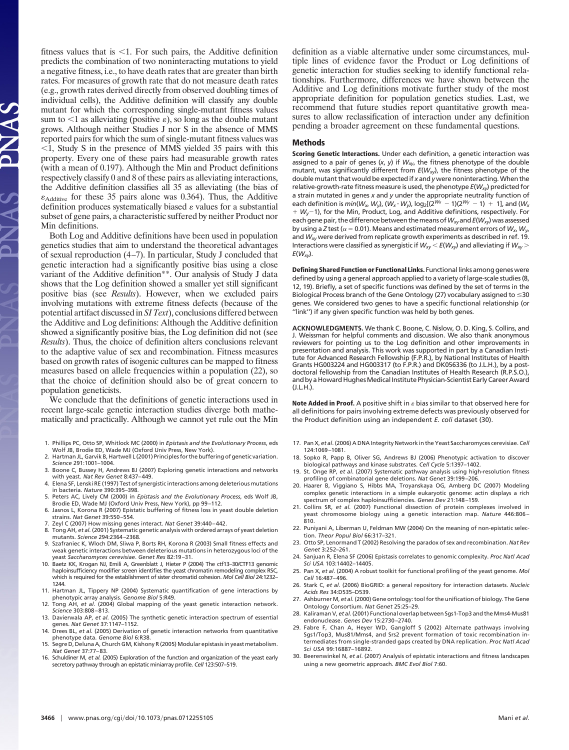fitness values that is <1. For such pairs, the Additive definition predicts the combination of two noninteracting mutations to yield a negative fitness, i.e., to have death rates that are greater than birth rates. For measures of growth rate that do not measure death rates (e.g., growth rates derived directly from observed doubling times of individual cells), the Additive definition will classify any double mutant for which the corresponding single-mutant fitness values sum to <1 as alleviating (positive $\varepsilon$), so long as the double mutant grows. Although neither Studies J nor S in the absence of MMS reported pairs for which the sum of single-mutant fitness values was <1, Study S in the presence of MMS yielded 35 pairs with this property. Every one of these pairs had measurable growth rates (with a mean of 0.197). Although the Min and Product definitions respectively classify 0 and 8 of these pairs as alleviating interactions, the Additive definition classifies all 35 as alleviating (the bias of $\varepsilon_{\text{Additive}}$ for these 35 pairs alone was 0.364). Thus, the Additive definition produces systematically biased $\varepsilon$ values for a substantial subset of gene pairs, a characteristic suffered by neither Product nor Min definitions.

Both Log and Additive definitions have been used in population genetics studies that aim to understand the theoretical advantages of sexual reproduction (4–7). In particular, Study J concluded that genetic interaction had a significantly positive bias using a close variant of the Additive definition**. Our analysis of Study J data shows that the Log definition showed a smaller yet still significant positive bias (see *Results*). However, when we excluded pairs involving mutations with extreme fitness defects (because of the potential artifact discussed in *SI Text*), conclusions differed between the Additive and Log definitions: Although the Additive definition showed a significantly positive bias, the Log definition did not (see *Results*). Thus, the choice of definition alters conclusions relevant to the adaptive value of sex and recombination. Fitness measures based on growth rates of isogenic cultures can be mapped to fitness measures based on allele frequencies within a population (22), so that the choice of definition should also be of great concern to population geneticists.

We conclude that the definitions of genetic interactions used in recent large-scale genetic interaction studies diverge both mathematically and practically. Although we cannot yet rule out the Min definition as a viable alternative under some circumstances, multiple lines of evidence favor the Product or Log definitions of genetic interaction for studies seeking to identify functional relationships. Furthermore, differences we have shown between the Additive and Log definitions motivate further study of the most appropriate definition for population genetics studies. Last, we recommend that future studies report quantitative growth measures to allow reclassification of interaction under any definition pending a broader agreement on these fundamental questions.

## Methods

**Scoring Genetic Interactions.** Under each definition, a genetic interaction was assigned to a pair of genes ($x$, $y$) if $W_{xy}$, the fitness phenotype of the double mutant, was significantly different from $E(W_{xy})$, the fitness phenotype of the double mutant that would be expected if $x$ and $y$ were noninteracting. When the relative-growth-rate fitness measure is used, the phenotype $E(W_{xy})$ predicted for a strain mutated in genes $x$ and $y$ under the appropriate neutrality function of each definition is $min(W_x, W_y)$, $(W_x \cdot W_y)$, $\log_2[(2^{W_x}-1)(2^{W_y}-1)+1]$, and $(W_x + W_y - 1)$, for the Min, Product, Log, and Additive definitions, respectively. For each gene pair, the difference between the means of $W_{xy}$ and $E(W_{xy})$ was assessed by using a $Z$ test ($\alpha = 0.01$). Means and estimated measurement errors of $W_x$, $W_y$, and $W_{xy}$ were derived from replicate growth experiments as described in ref. 19. Interactions were classified as synergistic if $W_{xy} < E(W_{xy})$ and alleviating if $W_{xy} > E(W_{xy})$.

**Defining Shared Function or Functional Links.** Functional links among genes were defined by using a general approach applied to a variety of large-scale studies (8, 12, 19). Briefly, a set of specific functions was defined by the set of terms in the Biological Process branch of the Gene Ontology (27) vocabulary assigned to ≤30 genes. We considered two genes to have a specific functional relationship (or "link") if any given specific function was held by both genes.

**ACKNOWLEDGMENTS.** We thank C. Boone, C. Nislow, O. D. King, S. Collins, and J. Weissman for helpful comments and discussion. We also thank anonymous reviewers for pointing us to the Log definition and other improvements in presentation and analysis. This work was supported in part by a Canadian Institute for Advanced Research Fellowship (F.P.R.), by National Institutes of Health Grants HG003224 and HG003317 (to F.P.R.) and DK056336 (to J.L.H.), by a postdoctoral fellowship from the Canadian Institutes of Health Research (R.P.S.O.), and by a Howard Hughes Medical Institute Physician-Scientist Early Career Award (J.L.H.).

**Note Added in Proof.** A positive shift in $\varepsilon$ bias similar to that observed here for all definitions for pairs involving extreme defects was previously observed for the Product definition using an independent *E. coli* dataset (30).

1. Phillips PC, Otto SP, Whitlock MC (2000) in *Epistasis and the Evolutionary Process*, eds Wolf JB, Brodie ED, Wade MJ (Oxford Univ Press, New York).
2. Hartman JL, Garvik B, Hartwell L (2001) Principles for the buffering of genetic variation. *Science* 291:1001–1004.
3. Boone C, Bussey H, Andrews BJ (2007) Exploring genetic interactions and networks with yeast. *Nat Rev Genet* 8:437–449.
4. Elena SF, Lenski RE (1997) Test of synergistic interactions among deleterious mutations in bacteria. *Nature* 390:395–398.
5. Peters AC, Lively CM (2000) in *Epistasis and the Evolutionary Process*, eds Wolf JB, Brodie ED, Wade MJ (Oxford Univ Press, New York), pp 99–112.
6. Jasnos L, Korona R (2007) Epistatic buffering of fitness loss in yeast double deletion strains. *Nat Genet* 39:550–554.
7. Zeyl C (2007) How missing genes interact. *Nat Genet* 39:440–442.
8. Tong AH, *et al.* (2001) Systematic genetic analysis with ordered arrays of yeast deletion mutants. *Science* 294:2364–2368.
9. Szafraniec K, Wloch DM, Sliwa P, Borts RH, Korona R (2003) Small fitness effects and weak genetic interactions between deleterious mutations in heterozygous loci of the yeast *Saccharomyces cerevisiae*. *Genet Res* 82:19–31.
10. Baetz KK, Krogan NJ, Emili A, Greenblatt J, Hieter P (2004) The ctf13–30/CTF13 genomic haploinsufficiency modifier screen identifies the yeast chromatin remodeling complex RSC, which is required for the establishment of sister chromatid cohesion. *Mol Cell Biol* 24:1232–1244.
11. Hartman JL, Tippery NP (2004) Systematic quantification of gene interactions by phenotypic array analysis. *Genome Biol* 5:R49.
12. Tong AH, *et al.* (2004) Global mapping of the yeast genetic interaction network. *Science* 303:808–813.
13. Davierwala AP, *et al.* (2005) The synthetic genetic interaction spectrum of essential genes. *Nat Genet* 37:1147–1152.
14. Drees BL, *et al.* (2005) Derivation of genetic interaction networks from quantitative phenotype data. *Genome Biol* 6:R38.
15. Segre D, Deluna A, Church GM, Kishony R (2005) Modular epistasis in yeast metabolism. *Nat Genet* 37:77–83.
16. Schuldiner M, *et al.* (2005) Exploration of the function and organization of the yeast early secretory pathway through an epistatic miniarray profile. *Cell* 123:507–519.
17. Pan X, *et al.* (2006) A DNA Integrity Network in the Yeast Saccharomyces cerevisiae. *Cell* 124:1069–1081.
18. Sopko R, Papp B, Oliver SG, Andrews BJ (2006) Phenotypic activation to discover biological pathways and kinase substrates. *Cell Cycle* 5:1397–1402.
19. St. Onge RP, *et al.* (2007) Systematic pathway analysis using high-resolution fitness profiling of combinatorial gene deletions. *Nat Genet* 39:199–206.
20. Haarer B, Viggiano S, Hibbs MA, Troyanskaya OG, Amberg DC (2007) Modeling complex genetic interactions in a simple eukaryotic genome: actin displays a rich spectrum of complex haploinsufficiencies. *Genes Dev* 21:148–159.
21. Collins SR, *et al.* (2007) Functional dissection of protein complexes involved in yeast chromosome biology using a genetic interaction map. *Nature* 446:806–810.
22. Puniyani A, Liberman U, Feldman MW (2004) On the meaning of non-epistatic selection. *Theor Popul Biol* 66:317–321.
23. Otto SP, Lenormand T (2002) Resolving the paradox of sex and recombination. *Nat Rev Genet* 3:252–261.
24. Sanjuan R, Elena SF (2006) Epistasis correlates to genomic complexity. *Proc Natl Acad Sci USA* 103:14402–14405.
25. Pan X, *et al.* (2004) A robust toolkit for functional profiling of the yeast genome. *Mol Cell* 16:487–496.
26. Stark C, *et al.* (2006) BioGRID: a general repository for interaction datasets. *Nucleic Acids Res* 34:D535–D539.
27. Ashburner M, *et al.* (2000) Gene ontology: tool for the unification of biology. The Gene Ontology Consortium. *Nat Genet* 25:25–29.
28. Kaliraman V, *et al.* (2001) Functional overlap between Sgs1-Top3 and the Mms4-Mus81 endonuclease. *Genes Dev* 15:2730–2740.
29. Fabre F, Chan A, Heyer WD, Gangloff S (2002) Alternate pathways involving Sgs1/Top3, Mus81/Mms4, and Srs2 prevent formation of toxic recombination intermediates from single-stranded gaps created by DNA replication. *Proc Natl Acad Sci USA* 99:16887–16892.
30. Beerenwinkel N, *et al.* (2007) Analysis of epistatic interactions and fitness landscapes using a new geometric approach. *BMC Evol Biol* 7:60.